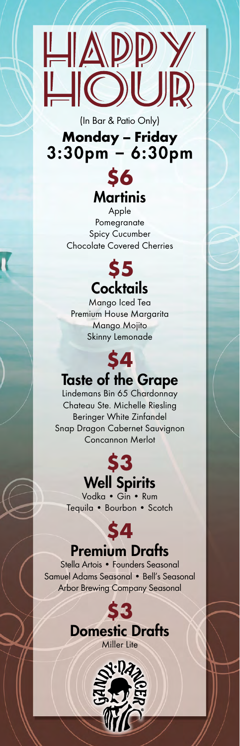# HAPPY HOUR

(In Bar & Patio Only)

**Monday – Friday**
**3:30pm – 6:30pm**

## $6
## Martinis

Apple
Pomegranate
Spicy Cucumber
Chocolate Covered Cherries

## $5
## Cocktails

Mango Iced Tea
Premium House Margarita
Mango Mojito
Skinny Lemonade

## $4
## Taste of the Grape

Lindemans Bin 65 Chardonnay
Chateau Ste. Michelle Riesling
Beringer White Zinfandel
Snap Dragon Cabernet Sauvignon
Concannon Merlot

## $3
## Well Spirits

Vodka • Gin • Rum
Tequila • Bourbon • Scotch

## $4
## Premium Drafts

Stella Artois • Founders Seasonal
Samuel Adams Seasonal • Bell's Seasonal
Arbor Brewing Company Seasonal

## $3
## Domestic Drafts

Miller Lite

GANDY DANCER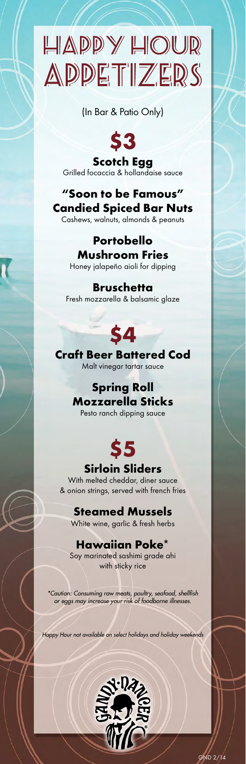# HAPPY HOUR APPETIZERS

(In Bar & Patio Only)

## $3

**Scotch Egg**
Grilled focaccia & hollandaise sauce

**"Soon to be Famous" Candied Spiced Bar Nuts**
Cashews, walnuts, almonds & peanuts

**Portobello Mushroom Fries**
Honey jalapeño aioli for dipping

**Bruschetta**
Fresh mozzarella & balsamic glaze

## $4

**Craft Beer Battered Cod**
Malt vinegar tartar sauce

**Spring Roll Mozzarella Sticks**
Pesto ranch dipping sauce

## $5

**Sirloin Sliders**
With melted cheddar, diner sauce & onion strings, served with french fries

**Steamed Mussels**
White wine, garlic & fresh herbs

**Hawaiian Poke***
Soy marinated sashimi grade ahi with sticky rice

*\*Caution: Consuming raw meats, poultry, seafood, shellfish or eggs may increase your risk of foodborne illnesses.*

*Happy Hour not available on select holidays and holiday weekends*

GANDY DANCER®

GND 2/14